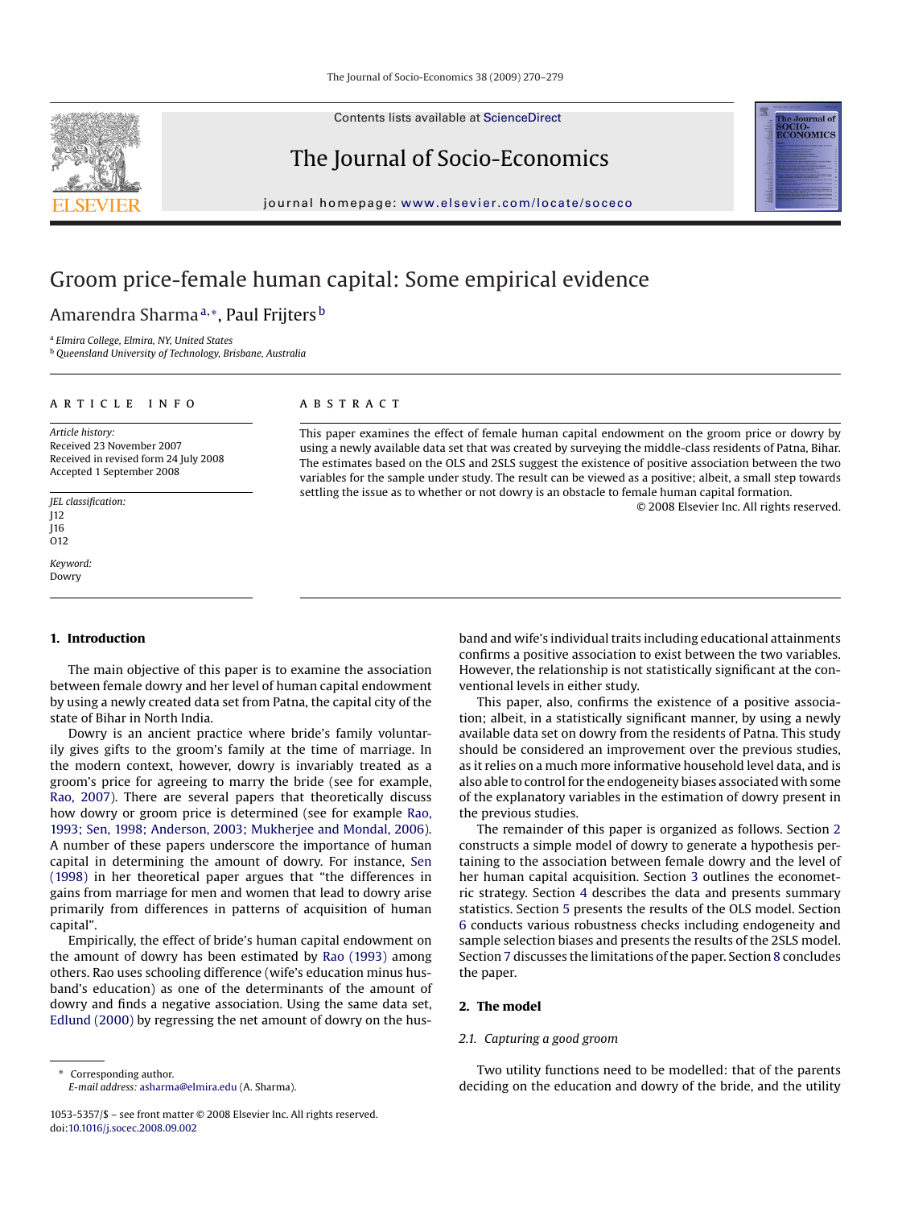# Groom price-female human capital: Some empirical evidence

Amarendra Sharma[a,*], Paul Frijters[b]

[a] *Elmira College, Elmira, NY, United States*
[b] *Queensland University of Technology, Brisbane, Australia*

**ARTICLE INFO**

*Article history:*
Received 23 November 2007
Received in revised form 24 July 2008
Accepted 1 September 2008

*JEL classification:*
J12
J16
O12

*Keyword:*
Dowry

**ABSTRACT**

This paper examines the effect of female human capital endowment on the groom price or dowry by using a newly available data set that was created by surveying the middle-class residents of Patna, Bihar. The estimates based on the OLS and 2SLS suggest the existence of positive association between the two variables for the sample under study. The result can be viewed as a positive; albeit, a small step towards settling the issue as to whether or not dowry is an obstacle to female human capital formation.

© 2008 Elsevier Inc. All rights reserved.

## 1. Introduction

The main objective of this paper is to examine the association between female dowry and her level of human capital endowment by using a newly created data set from Patna, the capital city of the state of Bihar in North India.

Dowry is an ancient practice where bride's family voluntarily gives gifts to the groom's family at the time of marriage. In the modern context, however, dowry is invariably treated as a groom's price for agreeing to marry the bride (see for example, Rao, 2007). There are several papers that theoretically discuss how dowry or groom price is determined (see for example Rao, 1993; Sen, 1998; Anderson, 2003; Mukherjee and Mondal, 2006). A number of these papers underscore the importance of human capital in determining the amount of dowry. For instance, Sen (1998) in her theoretical paper argues that "the differences in gains from marriage for men and women that lead to dowry arise primarily from differences in patterns of acquisition of human capital".

Empirically, the effect of bride's human capital endowment on the amount of dowry has been estimated by Rao (1993) among others. Rao uses schooling difference (wife's education minus husband's education) as one of the determinants of the amount of dowry and finds a negative association. Using the same data set, Edlund (2000) by regressing the net amount of dowry on the husband and wife's individual traits including educational attainments confirms a positive association to exist between the two variables. However, the relationship is not statistically significant at the conventional levels in either study.

This paper, also, confirms the existence of a positive association; albeit, in a statistically significant manner, by using a newly available data set on dowry from the residents of Patna. This study should be considered an improvement over the previous studies, as it relies on a much more informative household level data, and is also able to control for the endogeneity biases associated with some of the explanatory variables in the estimation of dowry present in the previous studies.

The remainder of this paper is organized as follows. Section 2 constructs a simple model of dowry to generate a hypothesis pertaining to the association between female dowry and the level of her human capital acquisition. Section 3 outlines the econometric strategy. Section 4 describes the data and presents summary statistics. Section 5 presents the results of the OLS model. Section 6 conducts various robustness checks including endogeneity and sample selection biases and presents the results of the 2SLS model. Section 7 discusses the limitations of the paper. Section 8 concludes the paper.

## 2. The model

### 2.1. Capturing a good groom

Two utility functions need to be modelled: that of the parents deciding on the education and dowry of the bride, and the utility

* Corresponding author.
*E-mail address:* asharma@elmira.edu (A. Sharma).

1053-5357/$ – see front matter © 2008 Elsevier Inc. All rights reserved.
doi:10.1016/j.socec.2008.09.002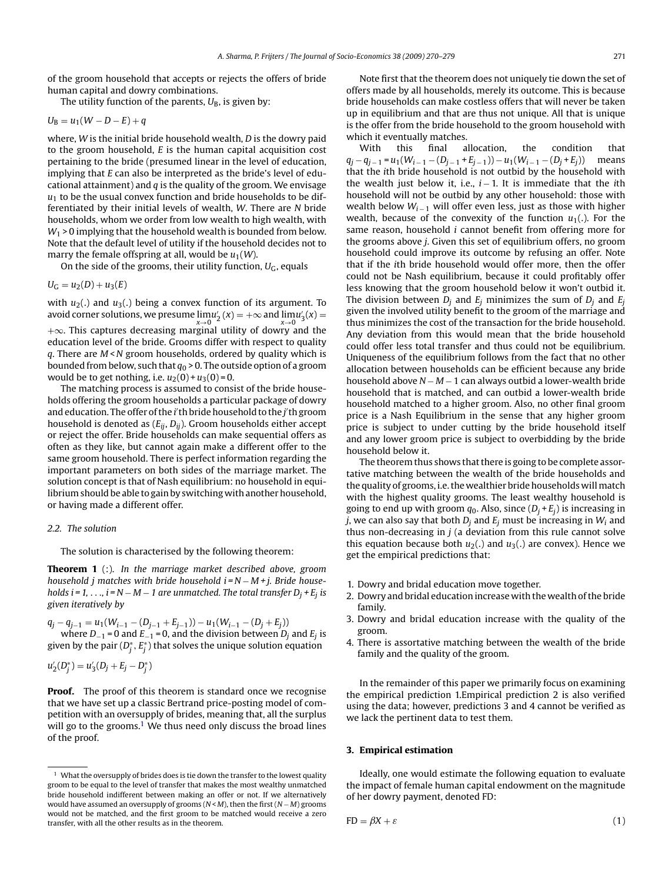of the groom household that accepts or rejects the offers of bride human capital and dowry combinations.

The utility function of the parents, $U_B$, is given by:

$$U_B = u_1(W - D - E) + q$$

where, $W$ is the initial bride household wealth, $D$ is the dowry paid to the groom household, $E$ is the human capital acquisition cost pertaining to the bride (presumed linear in the level of education, implying that $E$ can also be interpreted as the bride's level of educational attainment) and $q$ is the quality of the groom. We envisage $u_1$ to be the usual convex function and bride households to be differentiated by their initial levels of wealth, $W$. There are $N$ bride households, whom we order from low wealth to high wealth, with $W_1 > 0$ implying that the household wealth is bounded from below. Note that the default level of utility if the household decides not to marry the female offspring at all, would be $u_1(W)$.

On the side of the grooms, their utility function, $U_G$, equals

$$U_G = u_2(D) + u_3(E)$$

with $u_2(.)$ and $u_3(.)$ being a convex function of its argument. To avoid corner solutions, we presume $\lim_{x\to 0} u_2'(x) = +\infty$ and $\lim_{x\to 0} u_3'(x) = +\infty$. This captures decreasing marginal utility of dowry and the education level of the bride. Grooms differ with respect to quality $q$. There are $M < N$ groom households, ordered by quality which is bounded from below, such that $q_0 > 0$. The outside option of a groom would be to get nothing, i.e. $u_2(0) + u_3(0) = 0$.

The matching process is assumed to consist of the bride households offering the groom households a particular package of dowry and education. The offer of the $i$'th bride household to the $j$'th groom household is denoted as $(E_{ij}, D_{ij})$. Groom households either accept or reject the offer. Bride households can make sequential offers as often as they like, but cannot again make a different offer to the same groom household. There is perfect information regarding the important parameters on both sides of the marriage market. The solution concept is that of Nash equilibrium: no household in equilibrium should be able to gain by switching with another household, or having made a different offer.

### 2.2. The solution

The solution is characterised by the following theorem:

**Theorem 1** (:). *In the marriage market described above, groom household $j$ matches with bride household $i = N - M + j$. Bride households $i = 1, \ldots, i = N - M - 1$ are unmatched. The total transfer $D_j + E_j$ is given iteratively by*

$$q_j - q_{j-1} = u_1(W_{i-1} - (D_{j-1} + E_{j-1})) - u_1(W_{i-1} - (D_j + E_j))$$

where $D_{-1} = 0$ and $E_{-1} = 0$, and the division between $D_j$ and $E_j$ is given by the pair $(D_j^*, E_j^*)$ that solves the unique solution equation

$$u_2'(D_j^*) = u_3'(D_j + E_j - D_j^*)$$

**Proof.** The proof of this theorem is standard once we recognise that we have set up a classic Bertrand price-posting model of competition with an oversupply of brides, meaning that, all the surplus will go to the grooms.[1] We thus need only discuss the broad lines of the proof.

Note first that the theorem does not uniquely tie down the set of offers made by all households, merely its outcome. This is because bride households can make costless offers that will never be taken up in equilibrium and that are thus not unique. All that is unique is the offer from the bride household to the groom household with which it eventually matches.

With this final allocation, the condition that $q_j - q_{j-1} = u_1(W_{i-1} - (D_{j-1} + E_{j-1})) - u_1(W_{i-1} - (D_j + E_j))$ means that the $i$th bride household is not outbid by the household with the wealth just below it, i.e., $i - 1$. It is immediate that the $i$th household will not be outbid by any other household: those with wealth below $W_{i-1}$ will offer even less, just as those with higher wealth, because of the convexity of the function $u_1(.)$. For the same reason, household $i$ cannot benefit from offering more for the grooms above $j$. Given this set of equilibrium offers, no groom household could improve its outcome by refusing an offer. Note that if the $i$th bride household would offer more, then the offer could not be Nash equilibrium, because it could profitably offer less knowing that the groom household below it won't outbid it. The division between $D_j$ and $E_j$ minimizes the sum of $D_j$ and $E_j$ given the involved utility benefit to the groom of the marriage and thus minimizes the cost of the transaction for the bride household. Any deviation from this would mean that the bride household could offer less total transfer and thus could not be equilibrium. Uniqueness of the equilibrium follows from the fact that no other allocation between households can be efficient because any bride household above $N - M - 1$ can always outbid a lower-wealth bride household that is matched, and can outbid a lower-wealth bride household matched to a higher groom. Also, no other final groom price is a Nash Equilibrium in the sense that any higher groom price is subject to under cutting by the bride household itself and any lower groom price is subject to overbidding by the bride household below it.

The theorem thus shows that there is going to be complete assortative matching between the wealth of the bride households and the quality of grooms, i.e. the wealthier bride households will match with the highest quality grooms. The least wealthy household is going to end up with groom $q_0$. Also, since $(D_j + E_j)$ is increasing in $j$, we can also say that both $D_j$ and $E_j$ must be increasing in $W_i$ and thus non-decreasing in $j$ (a deviation from this rule cannot solve this equation because both $u_2(.)$ and $u_3(.)$ are convex). Hence we get the empirical predictions that:

1. Dowry and bridal education move together.
2. Dowry and bridal education increase with the wealth of the bride family.
3. Dowry and bridal education increase with the quality of the groom.
4. There is assortative matching between the wealth of the bride family and the quality of the groom.

In the remainder of this paper we primarily focus on examining the empirical prediction 1.Empirical prediction 2 is also verified using the data; however, predictions 3 and 4 cannot be verified as we lack the pertinent data to test them.

## 3. Empirical estimation

Ideally, one would estimate the following equation to evaluate the impact of female human capital endowment on the magnitude of her dowry payment, denoted FD:

$$\text{FD} = \beta X + \varepsilon \tag{1}$$

[1] What the oversupply of brides does is tie down the transfer to the lowest quality groom to be equal to the level of transfer that makes the most wealthy unmatched bride household indifferent between making an offer or not. If we alternatively would have assumed an oversupply of grooms ($N < M$), then the first $(N - M)$ grooms would not be matched, and the first groom to be matched would receive a zero transfer, with all the other results as in the theorem.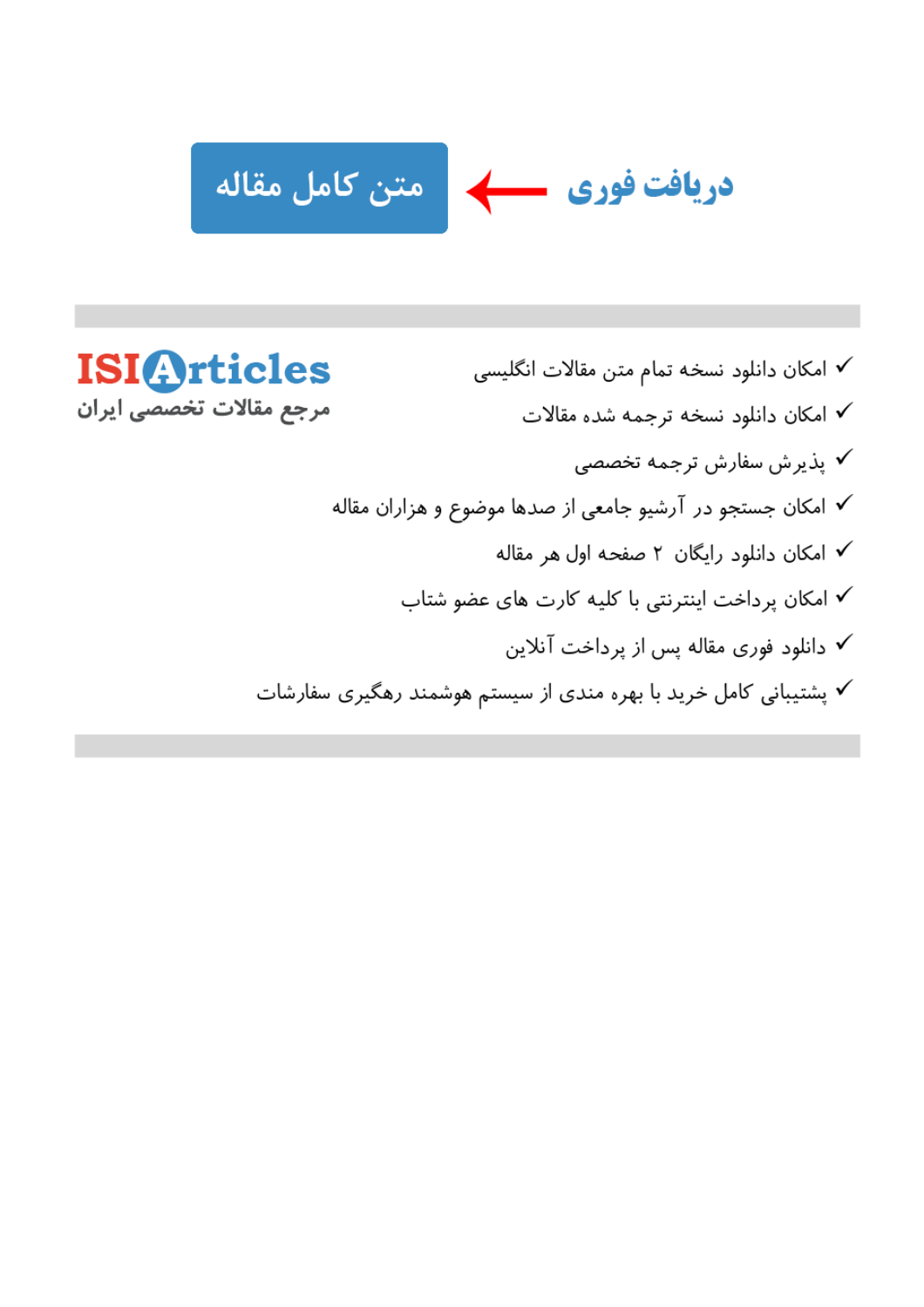دریافت فوری ← **متن کامل مقاله**

**ISIArticles**
مرجع مقالات تخصصی ایران

- ✓ امکان دانلود نسخه تمام متن مقالات انگلیسی
- ✓ امکان دانلود نسخه ترجمه شده مقالات
- ✓ پذیرش سفارش ترجمه تخصصی
- ✓ امکان جستجو در آرشیو جامعی از صدها موضوع و هزاران مقاله
- ✓ امکان دانلود رایگان ۲ صفحه اول هر مقاله
- ✓ امکان پرداخت اینترنتی با کلیه کارت های عضو شتاب
- ✓ دانلود فوری مقاله پس از پرداخت آنلاین
- ✓ پشتیبانی کامل خرید با بهره مندی از سیستم هوشمند رهگیری سفارشات